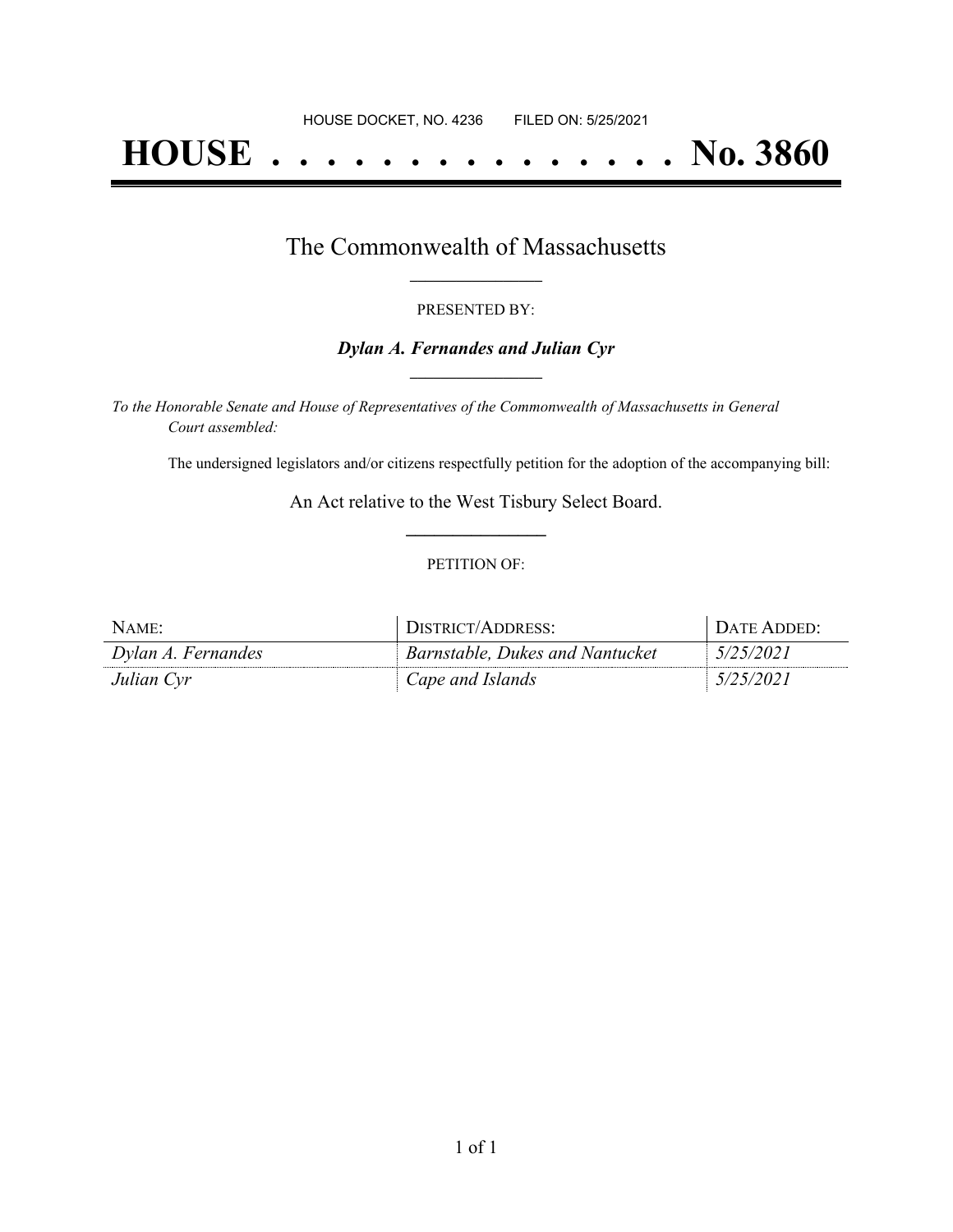HOUSE DOCKET, NO. 4236 FILED ON: 5/25/2021

# HOUSE . . . . . . . . . . . . . . . No. 3860

## The Commonwealth of Massachusetts

PRESENTED BY:

***Dylan A. Fernandes and Julian Cyr***

*To the Honorable Senate and House of Representatives of the Commonwealth of Massachusetts in General Court assembled:*

The undersigned legislators and/or citizens respectfully petition for the adoption of the accompanying bill:

An Act relative to the West Tisbury Select Board.

PETITION OF:

| NAME: | DISTRICT/ADDRESS: | DATE ADDED: |
|---|---|---|
| *Dylan A. Fernandes* | *Barnstable, Dukes and Nantucket* | *5/25/2021* |
| *Julian Cyr* | *Cape and Islands* | *5/25/2021* |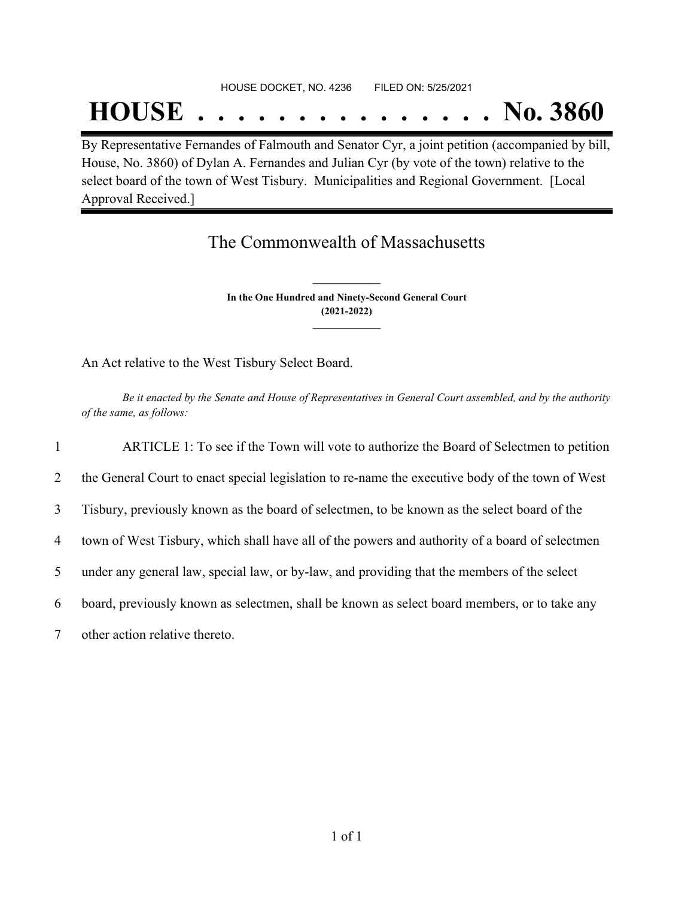HOUSE DOCKET, NO. 4236 FILED ON: 5/25/2021

# HOUSE . . . . . . . . . . . . . . . No. 3860

By Representative Fernandes of Falmouth and Senator Cyr, a joint petition (accompanied by bill, House, No. 3860) of Dylan A. Fernandes and Julian Cyr (by vote of the town) relative to the select board of the town of West Tisbury. Municipalities and Regional Government. [Local Approval Received.]

## The Commonwealth of Massachusetts

**In the One Hundred and Ninety-Second General Court (2021-2022)**

An Act relative to the West Tisbury Select Board.

*Be it enacted by the Senate and House of Representatives in General Court assembled, and by the authority of the same, as follows:*

1 ARTICLE 1: To see if the Town will vote to authorize the Board of Selectmen to petition
2 the General Court to enact special legislation to re-name the executive body of the town of West
3 Tisbury, previously known as the board of selectmen, to be known as the select board of the
4 town of West Tisbury, which shall have all of the powers and authority of a board of selectmen
5 under any general law, special law, or by-law, and providing that the members of the select
6 board, previously known as selectmen, shall be known as select board members, or to take any
7 other action relative thereto.